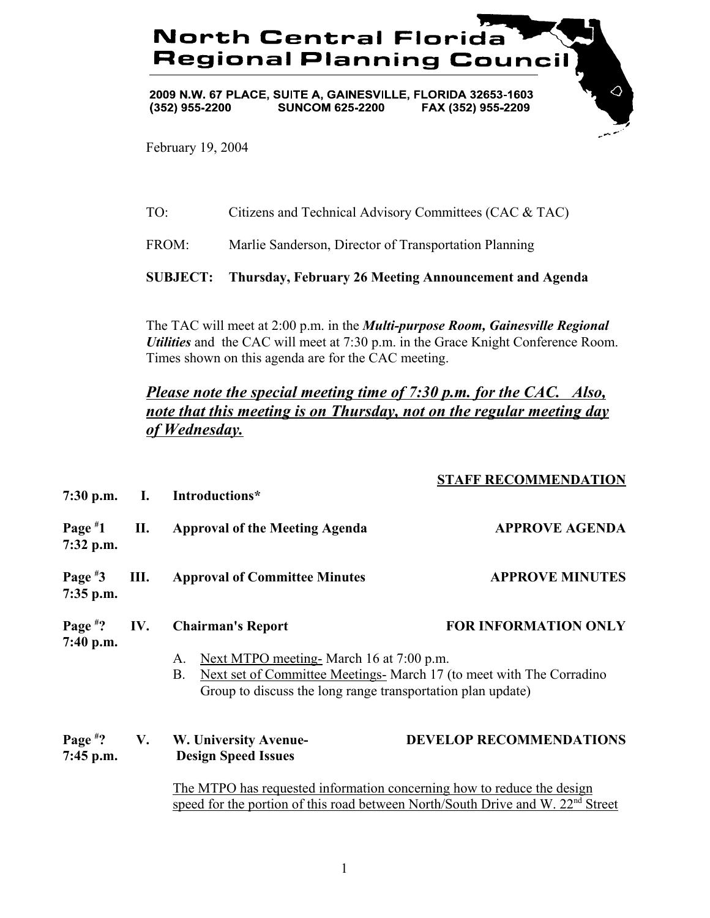# North Central Florida Regional Planning Council

2009 N.W. 67 PLACE, SUITE A, GAINESVILLE, FLORIDA 32653-1603
(352) 955-2200 SUNCOM 625-2200 FAX (352) 955-2209

February 19, 2004

TO: Citizens and Technical Advisory Committees (CAC & TAC)

FROM: Marlie Sanderson, Director of Transportation Planning

**SUBJECT: Thursday, February 26 Meeting Announcement and Agenda**

The TAC will meet at 2:00 p.m. in the ***Multi-purpose Room, Gainesville Regional Utilities*** and the CAC will meet at 7:30 p.m. in the Grace Knight Conference Room. Times shown on this agenda are for the CAC meeting.

***<u>Please note the special meeting time of 7:30 p.m. for the CAC. Also, note that this meeting is on Thursday, not on the regular meeting day of Wednesday.</u>***

| | | | **<u>STAFF RECOMMENDATION</u>** |
|---|---|---|---|
| 7:30 p.m. | I. | **Introductions*** | |
| Page #1<br>7:32 p.m. | II. | **Approval of the Meeting Agenda** | **APPROVE AGENDA** |
| Page #3<br>7:35 p.m. | III. | **Approval of Committee Minutes** | **APPROVE MINUTES** |
| Page #?<br>7:40 p.m. | IV. | **Chairman's Report** | **FOR INFORMATION ONLY** |

A. <u>Next MTPO meeting-</u> March 16 at 7:00 p.m.
B. <u>Next set of Committee Meetings-</u> March 17 (to meet with The Corradino Group to discuss the long range transportation plan update)

| | | | |
|---|---|---|---|
| Page #?<br>7:45 p.m. | V. | **W. University Avenue- Design Speed Issues** | **DEVELOP RECOMMENDATIONS** |

<u>The MTPO has requested information concerning how to reduce the design speed for the portion of this road between North/South Drive and W. 22nd Street</u>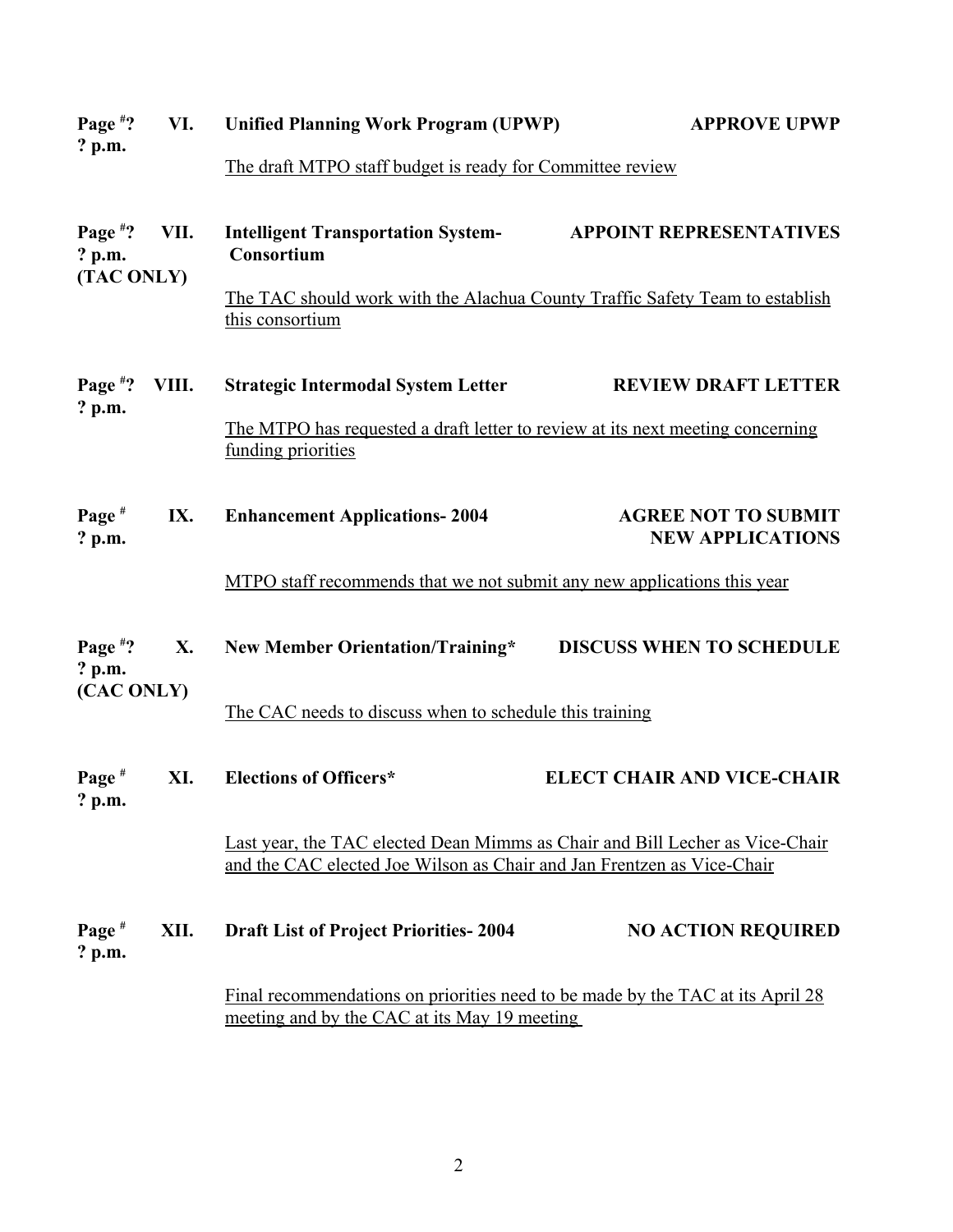**Page #? ? p.m.** **VI.** **Unified Planning Work Program (UPWP)** **APPROVE UPWP**

The draft MTPO staff budget is ready for Committee review

**Page #? ? p.m. (TAC ONLY)** **VII.** **Intelligent Transportation System- Consortium** **APPOINT REPRESENTATIVES**

The TAC should work with the Alachua County Traffic Safety Team to establish this consortium

**Page #? ? p.m.** **VIII.** **Strategic Intermodal System Letter** **REVIEW DRAFT LETTER**

The MTPO has requested a draft letter to review at its next meeting concerning funding priorities

**Page # ? p.m.** **IX.** **Enhancement Applications- 2004** **AGREE NOT TO SUBMIT NEW APPLICATIONS**

MTPO staff recommends that we not submit any new applications this year

**Page #? ? p.m. (CAC ONLY)** **X.** **New Member Orientation/Training*** **DISCUSS WHEN TO SCHEDULE**

The CAC needs to discuss when to schedule this training

**Page # ? p.m.** **XI.** **Elections of Officers*** **ELECT CHAIR AND VICE-CHAIR**

Last year, the TAC elected Dean Mimms as Chair and Bill Lecher as Vice-Chair and the CAC elected Joe Wilson as Chair and Jan Frentzen as Vice-Chair

**Page # ? p.m.** **XII.** **Draft List of Project Priorities- 2004** **NO ACTION REQUIRED**

Final recommendations on priorities need to be made by the TAC at its April 28 meeting and by the CAC at its May 19 meeting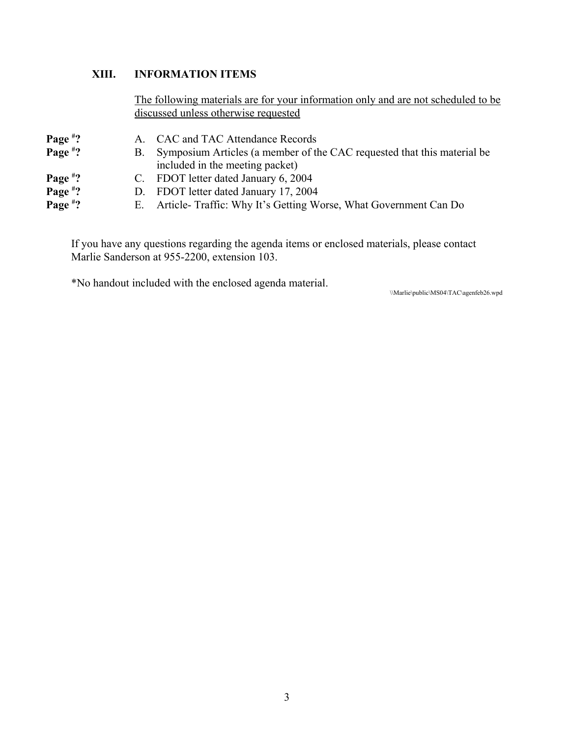## XIII. INFORMATION ITEMS

The following materials are for your information only and are not scheduled to be discussed unless otherwise requested

**Page #?** A. CAC and TAC Attendance Records

**Page #?** B. Symposium Articles (a member of the CAC requested that this material be included in the meeting packet)

**Page #?** C. FDOT letter dated January 6, 2004

**Page #?** D. FDOT letter dated January 17, 2004

**Page #?** E. Article- Traffic: Why It's Getting Worse, What Government Can Do

If you have any questions regarding the agenda items or enclosed materials, please contact Marlie Sanderson at 955-2200, extension 103.

*No handout included with the enclosed agenda material.

\\Marlie\public\MS04\TAC\agenfeb26.wpd